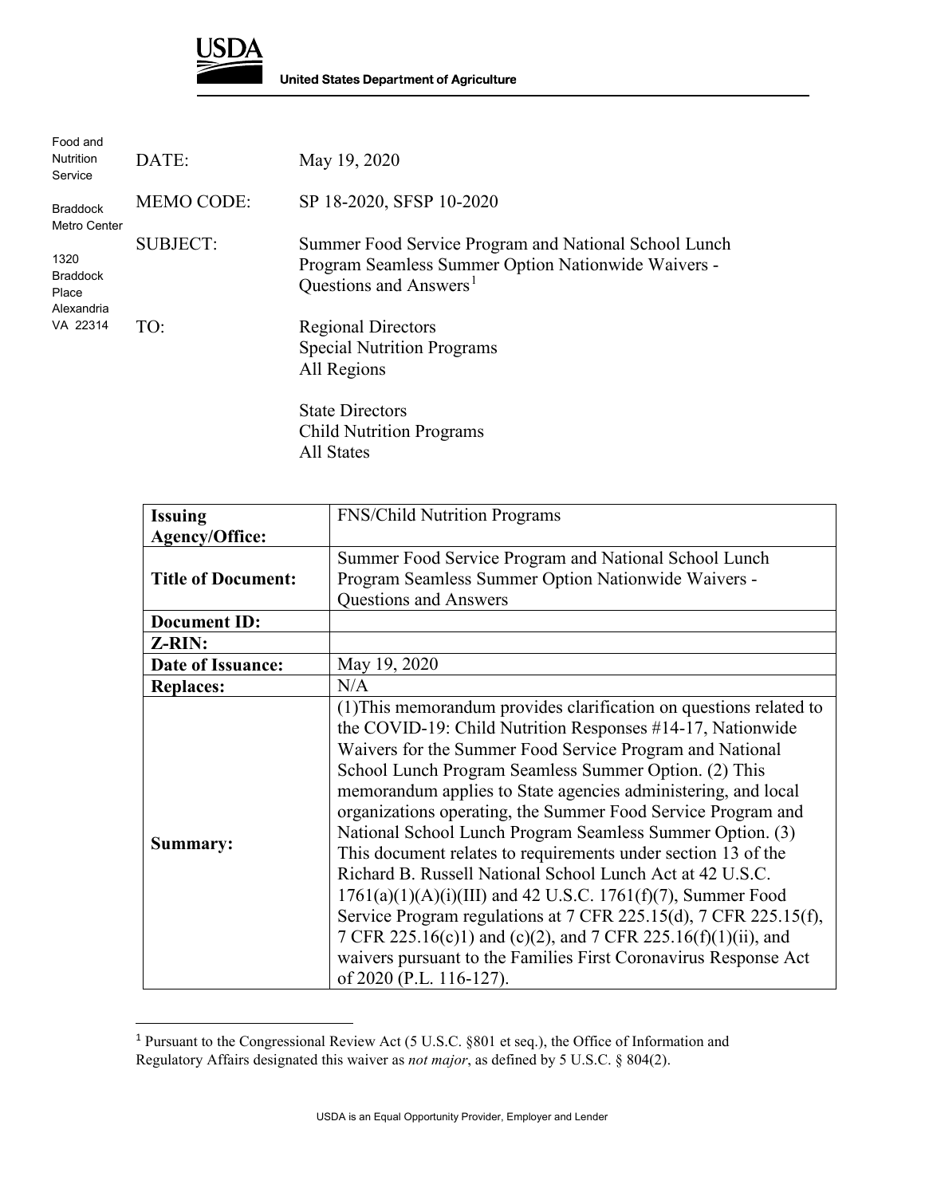**USDA**

**United States Department of Agriculture**

Food and Nutrition Service

Braddock Metro Center

1320 Braddock Place
Alexandria
VA 22314

| | |
|---|---|
| DATE: | May 19, 2020 |
| MEMO CODE: | SP 18-2020, SFSP 10-2020 |
| SUBJECT: | Summer Food Service Program and National School Lunch Program Seamless Summer Option Nationwide Waivers - Questions and Answers[1] |
| TO: | Regional Directors<br>Special Nutrition Programs<br>All Regions<br><br>State Directors<br>Child Nutrition Programs<br>All States |

| **Issuing Agency/Office:** | FNS/Child Nutrition Programs |
|---|---|
| **Title of Document:** | Summer Food Service Program and National School Lunch Program Seamless Summer Option Nationwide Waivers - Questions and Answers |
| **Document ID:** | |
| **Z-RIN:** | |
| **Date of Issuance:** | May 19, 2020 |
| **Replaces:** | N/A |
| **Summary:** | (1)This memorandum provides clarification on questions related to the COVID-19: Child Nutrition Responses #14-17, Nationwide Waivers for the Summer Food Service Program and National School Lunch Program Seamless Summer Option. (2) This memorandum applies to State agencies administering, and local organizations operating, the Summer Food Service Program and National School Lunch Program Seamless Summer Option. (3) This document relates to requirements under section 13 of the Richard B. Russell National School Lunch Act at 42 U.S.C. 1761(a)(1)(A)(i)(III) and 42 U.S.C. 1761(f)(7), Summer Food Service Program regulations at 7 CFR 225.15(d), 7 CFR 225.15(f), 7 CFR 225.16(c)1) and (c)(2), and 7 CFR 225.16(f)(1)(ii), and waivers pursuant to the Families First Coronavirus Response Act of 2020 (P.L. 116-127). |

[1] Pursuant to the Congressional Review Act (5 U.S.C. §801 et seq.), the Office of Information and Regulatory Affairs designated this waiver as *not major*, as defined by 5 U.S.C. § 804(2).

USDA is an Equal Opportunity Provider, Employer and Lender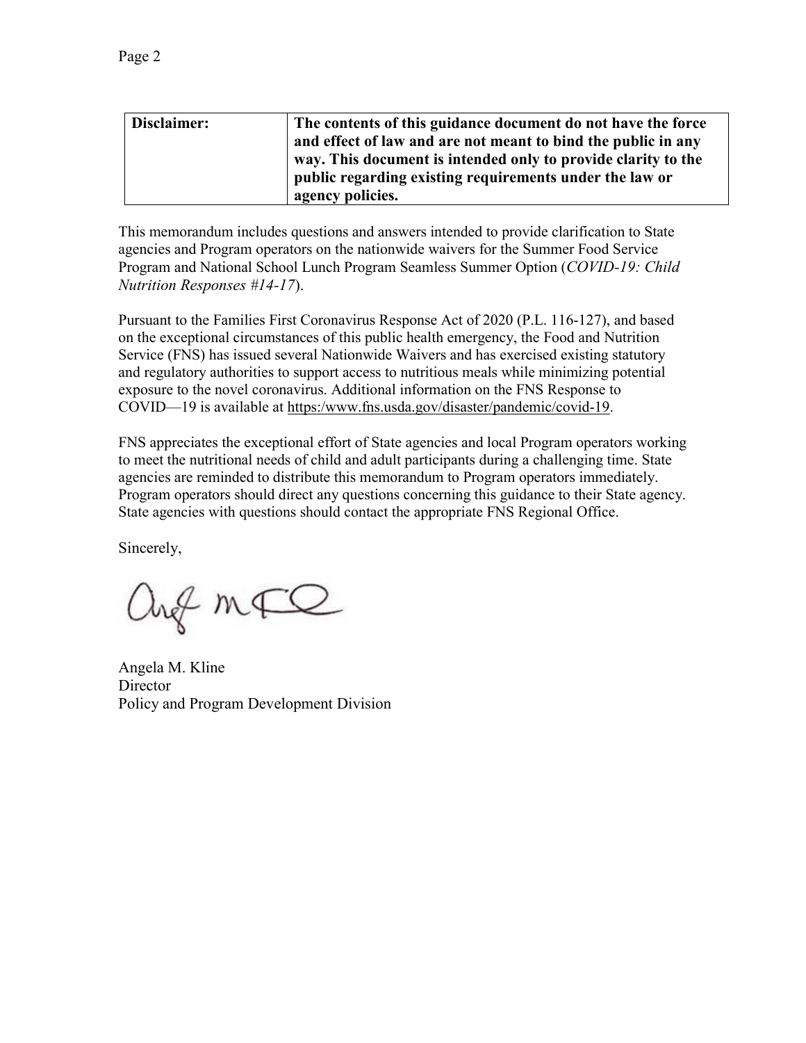| Disclaimer: | **The contents of this guidance document do not have the force and effect of law and are not meant to bind the public in any way. This document is intended only to provide clarity to the public regarding existing requirements under the law or agency policies.** |
| --- | --- |

This memorandum includes questions and answers intended to provide clarification to State agencies and Program operators on the nationwide waivers for the Summer Food Service Program and National School Lunch Program Seamless Summer Option (*COVID-19: Child Nutrition Responses #14-17*).

Pursuant to the Families First Coronavirus Response Act of 2020 (P.L. 116-127), and based on the exceptional circumstances of this public health emergency, the Food and Nutrition Service (FNS) has issued several Nationwide Waivers and has exercised existing statutory and regulatory authorities to support access to nutritious meals while minimizing potential exposure to the novel coronavirus. Additional information on the FNS Response to COVID—19 is available at https:/www.fns.usda.gov/disaster/pandemic/covid-19.

FNS appreciates the exceptional effort of State agencies and local Program operators working to meet the nutritional needs of child and adult participants during a challenging time. State agencies are reminded to distribute this memorandum to Program operators immediately. Program operators should direct any questions concerning this guidance to their State agency. State agencies with questions should contact the appropriate FNS Regional Office.

Sincerely,

Angela M. Kline
Director
Policy and Program Development Division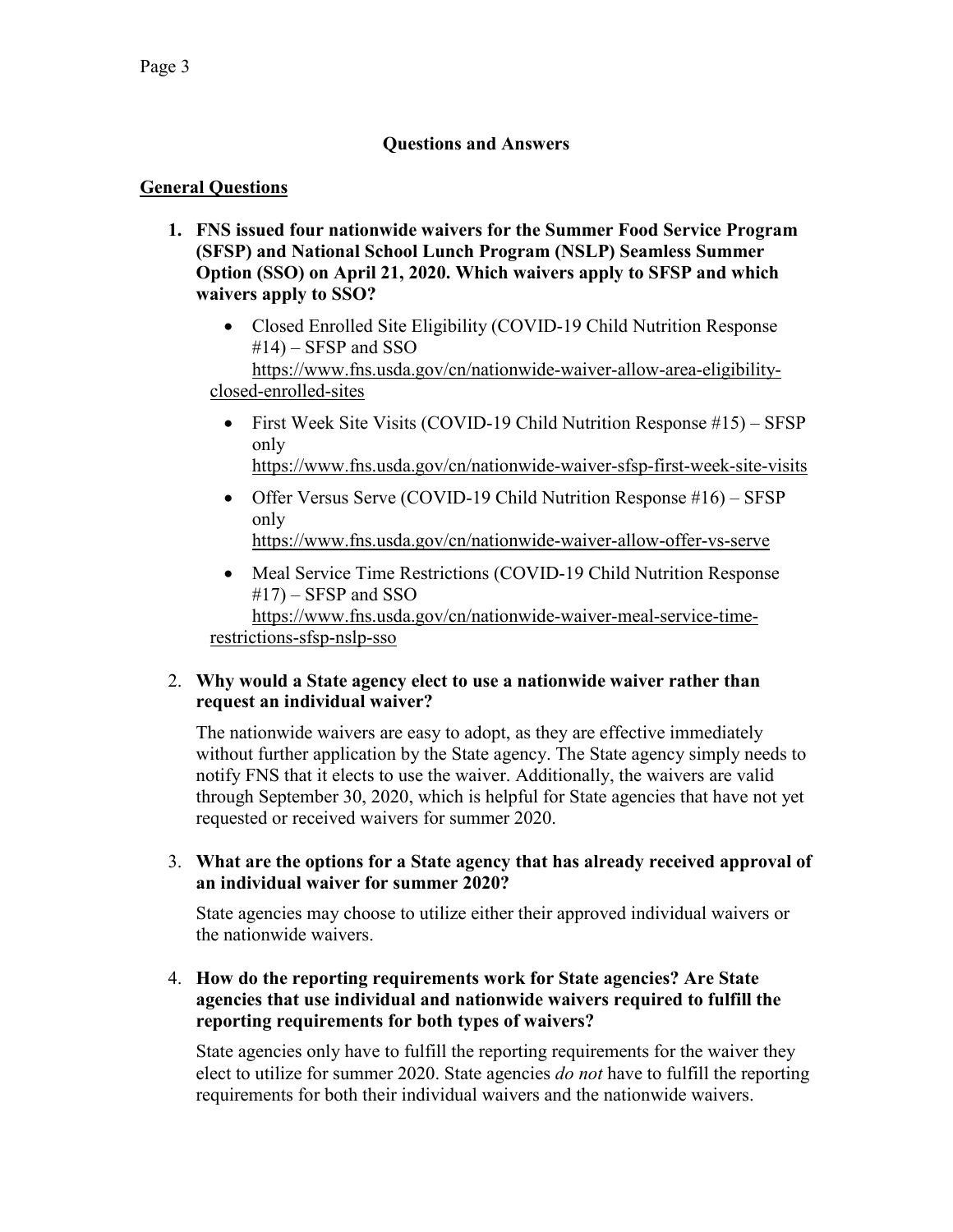## Questions and Answers

### General Questions

1. **FNS issued four nationwide waivers for the Summer Food Service Program (SFSP) and National School Lunch Program (NSLP) Seamless Summer Option (SSO) on April 21, 2020. Which waivers apply to SFSP and which waivers apply to SSO?**

   - Closed Enrolled Site Eligibility (COVID-19 Child Nutrition Response #14) – SFSP and SSO
     https://www.fns.usda.gov/cn/nationwide-waiver-allow-area-eligibility-closed-enrolled-sites
   - First Week Site Visits (COVID-19 Child Nutrition Response #15) – SFSP only
     https://www.fns.usda.gov/cn/nationwide-waiver-sfsp-first-week-site-visits
   - Offer Versus Serve (COVID-19 Child Nutrition Response #16) – SFSP only
     https://www.fns.usda.gov/cn/nationwide-waiver-allow-offer-vs-serve
   - Meal Service Time Restrictions (COVID-19 Child Nutrition Response #17) – SFSP and SSO
     https://www.fns.usda.gov/cn/nationwide-waiver-meal-service-time-restrictions-sfsp-nslp-sso

2. **Why would a State agency elect to use a nationwide waiver rather than request an individual waiver?**

   The nationwide waivers are easy to adopt, as they are effective immediately without further application by the State agency. The State agency simply needs to notify FNS that it elects to use the waiver. Additionally, the waivers are valid through September 30, 2020, which is helpful for State agencies that have not yet requested or received waivers for summer 2020.

3. **What are the options for a State agency that has already received approval of an individual waiver for summer 2020?**

   State agencies may choose to utilize either their approved individual waivers or the nationwide waivers.

4. **How do the reporting requirements work for State agencies? Are State agencies that use individual and nationwide waivers required to fulfill the reporting requirements for both types of waivers?**

   State agencies only have to fulfill the reporting requirements for the waiver they elect to utilize for summer 2020. State agencies *do not* have to fulfill the reporting requirements for both their individual waivers and the nationwide waivers.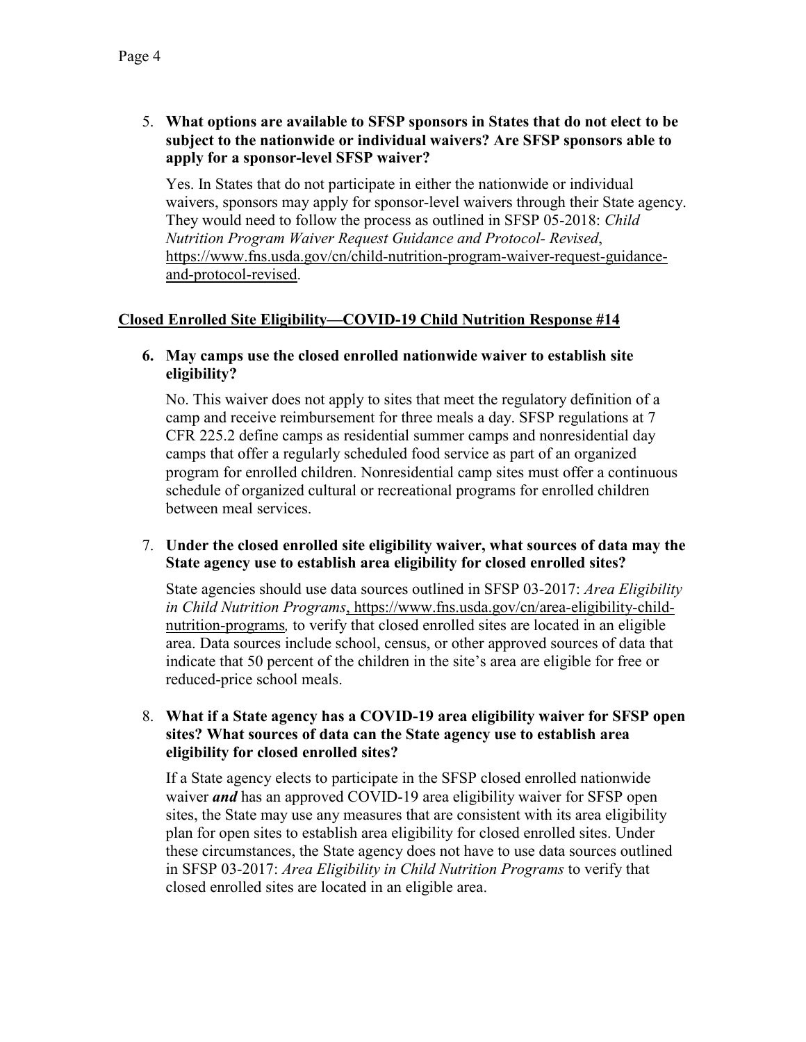5. **What options are available to SFSP sponsors in States that do not elect to be subject to the nationwide or individual waivers? Are SFSP sponsors able to apply for a sponsor-level SFSP waiver?**

   Yes. In States that do not participate in either the nationwide or individual waivers, sponsors may apply for sponsor-level waivers through their State agency. They would need to follow the process as outlined in SFSP 05-2018: *Child Nutrition Program Waiver Request Guidance and Protocol- Revised*, https://www.fns.usda.gov/cn/child-nutrition-program-waiver-request-guidance-and-protocol-revised.

## Closed Enrolled Site Eligibility—COVID-19 Child Nutrition Response #14

6. **May camps use the closed enrolled nationwide waiver to establish site eligibility?**

   No. This waiver does not apply to sites that meet the regulatory definition of a camp and receive reimbursement for three meals a day. SFSP regulations at 7 CFR 225.2 define camps as residential summer camps and nonresidential day camps that offer a regularly scheduled food service as part of an organized program for enrolled children. Nonresidential camp sites must offer a continuous schedule of organized cultural or recreational programs for enrolled children between meal services.

7. **Under the closed enrolled site eligibility waiver, what sources of data may the State agency use to establish area eligibility for closed enrolled sites?**

   State agencies should use data sources outlined in SFSP 03-2017: *Area Eligibility in Child Nutrition Programs*, https://www.fns.usda.gov/cn/area-eligibility-child-nutrition-programs, to verify that closed enrolled sites are located in an eligible area. Data sources include school, census, or other approved sources of data that indicate that 50 percent of the children in the site's area are eligible for free or reduced-price school meals.

8. **What if a State agency has a COVID-19 area eligibility waiver for SFSP open sites? What sources of data can the State agency use to establish area eligibility for closed enrolled sites?**

   If a State agency elects to participate in the SFSP closed enrolled nationwide waiver ***and*** has an approved COVID-19 area eligibility waiver for SFSP open sites, the State may use any measures that are consistent with its area eligibility plan for open sites to establish area eligibility for closed enrolled sites. Under these circumstances, the State agency does not have to use data sources outlined in SFSP 03-2017: *Area Eligibility in Child Nutrition Programs* to verify that closed enrolled sites are located in an eligible area.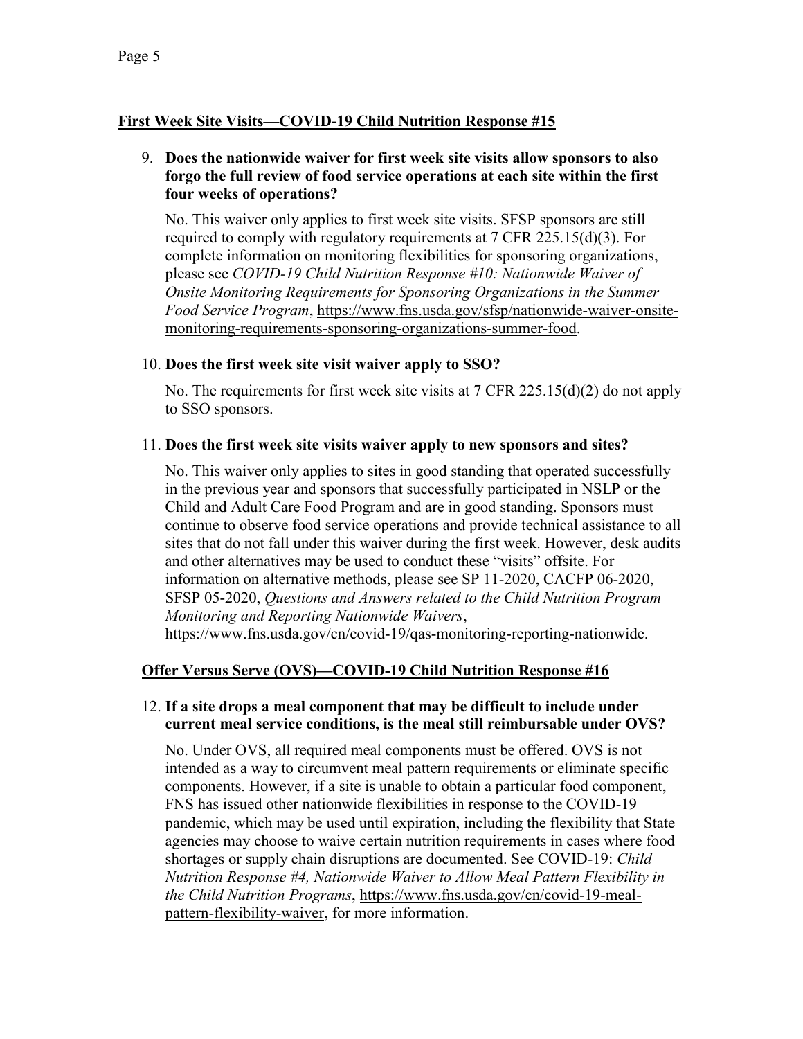## First Week Site Visits—COVID-19 Child Nutrition Response #15

9. **Does the nationwide waiver for first week site visits allow sponsors to also forgo the full review of food service operations at each site within the first four weeks of operations?**

   No. This waiver only applies to first week site visits. SFSP sponsors are still required to comply with regulatory requirements at 7 CFR 225.15(d)(3). For complete information on monitoring flexibilities for sponsoring organizations, please see *COVID-19 Child Nutrition Response #10: Nationwide Waiver of Onsite Monitoring Requirements for Sponsoring Organizations in the Summer Food Service Program*, https://www.fns.usda.gov/sfsp/nationwide-waiver-onsite-monitoring-requirements-sponsoring-organizations-summer-food.

10. **Does the first week site visit waiver apply to SSO?**

    No. The requirements for first week site visits at 7 CFR 225.15(d)(2) do not apply to SSO sponsors.

11. **Does the first week site visits waiver apply to new sponsors and sites?**

    No. This waiver only applies to sites in good standing that operated successfully in the previous year and sponsors that successfully participated in NSLP or the Child and Adult Care Food Program and are in good standing. Sponsors must continue to observe food service operations and provide technical assistance to all sites that do not fall under this waiver during the first week. However, desk audits and other alternatives may be used to conduct these "visits" offsite. For information on alternative methods, please see SP 11-2020, CACFP 06-2020, SFSP 05-2020, *Questions and Answers related to the Child Nutrition Program Monitoring and Reporting Nationwide Waivers*, https://www.fns.usda.gov/cn/covid-19/qas-monitoring-reporting-nationwide.

## Offer Versus Serve (OVS)—COVID-19 Child Nutrition Response #16

12. **If a site drops a meal component that may be difficult to include under current meal service conditions, is the meal still reimbursable under OVS?**

    No. Under OVS, all required meal components must be offered. OVS is not intended as a way to circumvent meal pattern requirements or eliminate specific components. However, if a site is unable to obtain a particular food component, FNS has issued other nationwide flexibilities in response to the COVID-19 pandemic, which may be used until expiration, including the flexibility that State agencies may choose to waive certain nutrition requirements in cases where food shortages or supply chain disruptions are documented. See COVID-19: *Child Nutrition Response #4, Nationwide Waiver to Allow Meal Pattern Flexibility in the Child Nutrition Programs*, https://www.fns.usda.gov/cn/covid-19-meal-pattern-flexibility-waiver, for more information.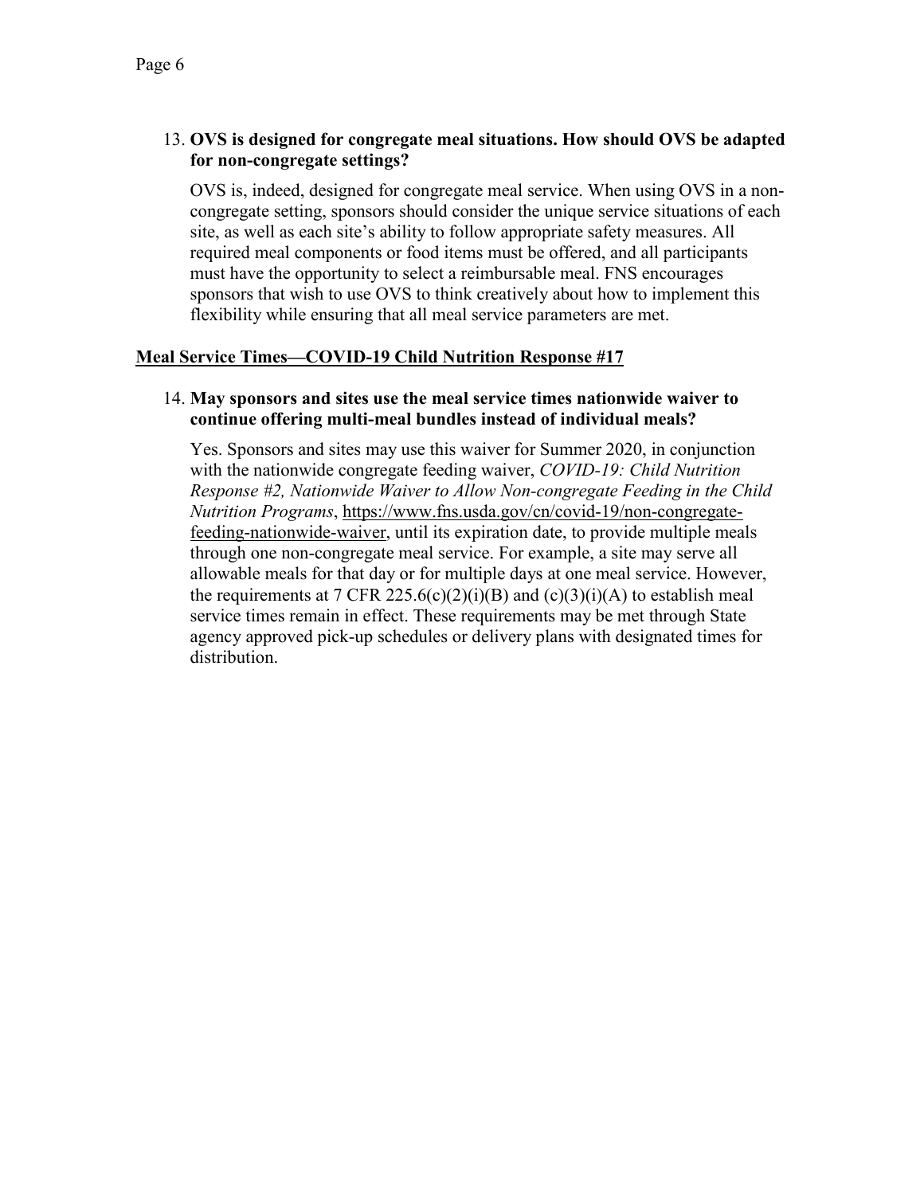13. **OVS is designed for congregate meal situations. How should OVS be adapted for non-congregate settings?**

    OVS is, indeed, designed for congregate meal service. When using OVS in a non-congregate setting, sponsors should consider the unique service situations of each site, as well as each site's ability to follow appropriate safety measures. All required meal components or food items must be offered, and all participants must have the opportunity to select a reimbursable meal. FNS encourages sponsors that wish to use OVS to think creatively about how to implement this flexibility while ensuring that all meal service parameters are met.

**Meal Service Times—COVID-19 Child Nutrition Response #17**

14. **May sponsors and sites use the meal service times nationwide waiver to continue offering multi-meal bundles instead of individual meals?**

    Yes. Sponsors and sites may use this waiver for Summer 2020, in conjunction with the nationwide congregate feeding waiver, *COVID-19: Child Nutrition Response #2, Nationwide Waiver to Allow Non-congregate Feeding in the Child Nutrition Programs*, https://www.fns.usda.gov/cn/covid-19/non-congregate-feeding-nationwide-waiver, until its expiration date, to provide multiple meals through one non-congregate meal service. For example, a site may serve all allowable meals for that day or for multiple days at one meal service. However, the requirements at 7 CFR 225.6(c)(2)(i)(B) and (c)(3)(i)(A) to establish meal service times remain in effect. These requirements may be met through State agency approved pick-up schedules or delivery plans with designated times for distribution.